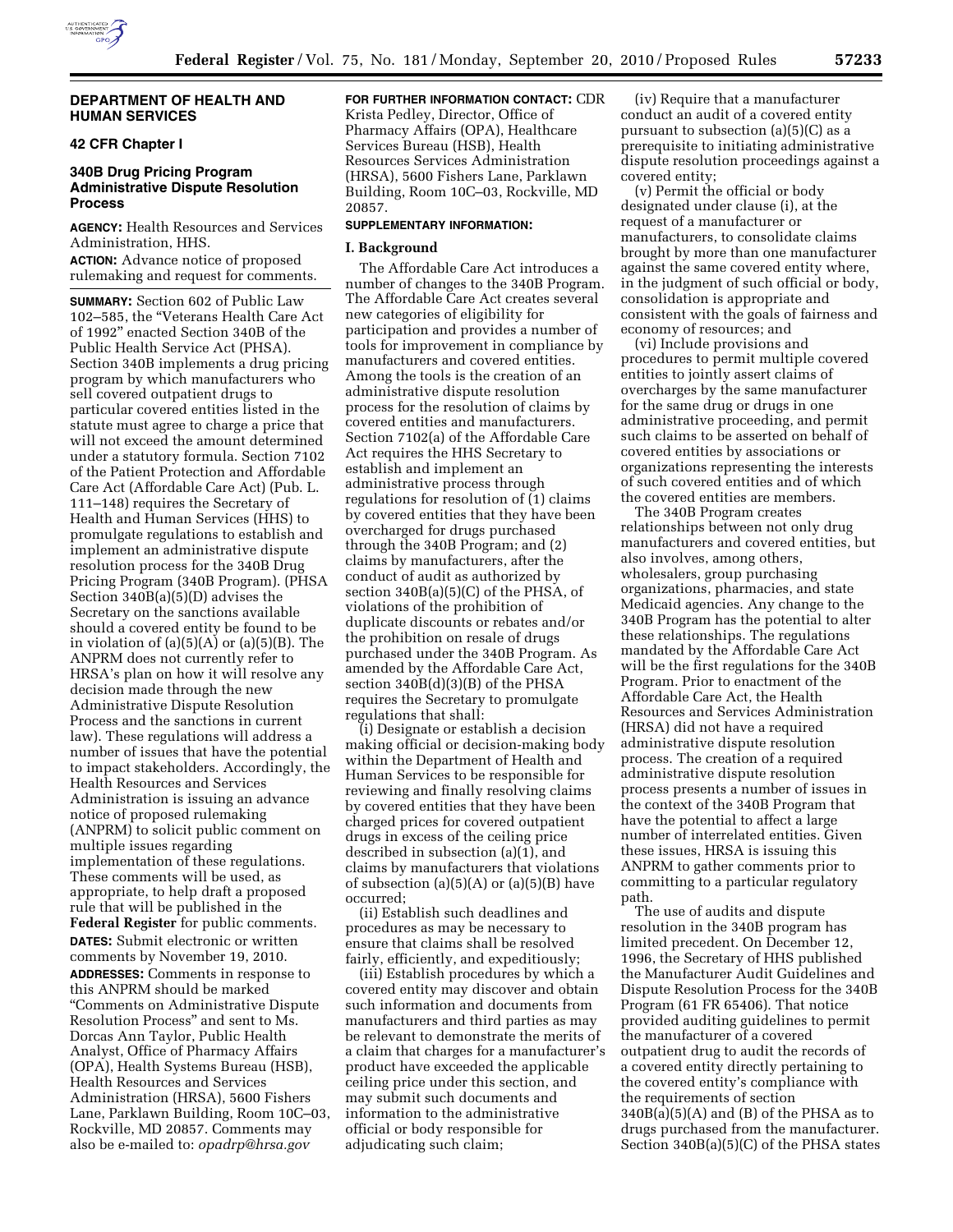**DEPARTMENT OF HEALTH AND HUMAN SERVICES**

**42 CFR Chapter I**

## 340B Drug Pricing Program Administrative Dispute Resolution Process

**AGENCY:** Health Resources and Services Administration, HHS.

**ACTION:** Advance notice of proposed rulemaking and request for comments.

**SUMMARY:** Section 602 of Public Law 102–585, the "Veterans Health Care Act of 1992" enacted Section 340B of the Public Health Service Act (PHSA). Section 340B implements a drug pricing program by which manufacturers who sell covered outpatient drugs to particular covered entities listed in the statute must agree to charge a price that will not exceed the amount determined under a statutory formula. Section 7102 of the Patient Protection and Affordable Care Act (Affordable Care Act) (Pub. L. 111–148) requires the Secretary of Health and Human Services (HHS) to promulgate regulations to establish and implement an administrative dispute resolution process for the 340B Drug Pricing Program (340B Program). (PHSA Section 340B(a)(5)(D) advises the Secretary on the sanctions available should a covered entity be found to be in violation of (a)(5)(A) or (a)(5)(B). The ANPRM does not currently refer to HRSA's plan on how it will resolve any decision made through the new Administrative Dispute Resolution Process and the sanctions in current law). These regulations will address a number of issues that have the potential to impact stakeholders. Accordingly, the Health Resources and Services Administration is issuing an advance notice of proposed rulemaking (ANPRM) to solicit public comment on multiple issues regarding implementation of these regulations. These comments will be used, as appropriate, to help draft a proposed rule that will be published in the **Federal Register** for public comments.

**DATES:** Submit electronic or written comments by November 19, 2010.

**ADDRESSES:** Comments in response to this ANPRM should be marked "Comments on Administrative Dispute Resolution Process" and sent to Ms. Dorcas Ann Taylor, Public Health Analyst, Office of Pharmacy Affairs (OPA), Health Systems Bureau (HSB), Health Resources and Services Administration (HRSA), 5600 Fishers Lane, Parklawn Building, Room 10C–03, Rockville, MD 20857. Comments may also be e-mailed to: *opadrp@hrsa.gov*

**FOR FURTHER INFORMATION CONTACT:** CDR Krista Pedley, Director, Office of Pharmacy Affairs (OPA), Healthcare Services Bureau (HSB), Health Resources Services Administration (HRSA), 5600 Fishers Lane, Parklawn Building, Room 10C–03, Rockville, MD 20857.

**SUPPLEMENTARY INFORMATION:**

### I. Background

The Affordable Care Act introduces a number of changes to the 340B Program. The Affordable Care Act creates several new categories of eligibility for participation and provides a number of tools for improvement in compliance by manufacturers and covered entities. Among the tools is the creation of an administrative dispute resolution process for the resolution of claims by covered entities and manufacturers. Section 7102(a) of the Affordable Care Act requires the HHS Secretary to establish and implement an administrative process through regulations for resolution of (1) claims by covered entities that they have been overcharged for drugs purchased through the 340B Program; and (2) claims by manufacturers, after the conduct of audit as authorized by section 340B(a)(5)(C) of the PHSA, of violations of the prohibition of duplicate discounts or rebates and/or the prohibition on resale of drugs purchased under the 340B Program. As amended by the Affordable Care Act, section 340B(d)(3)(B) of the PHSA requires the Secretary to promulgate regulations that shall:

(i) Designate or establish a decision making official or decision-making body within the Department of Health and Human Services to be responsible for reviewing and finally resolving claims by covered entities that they have been charged prices for covered outpatient drugs in excess of the ceiling price described in subsection (a)(1), and claims by manufacturers that violations of subsection (a)(5)(A) or (a)(5)(B) have occurred;

(ii) Establish such deadlines and procedures as may be necessary to ensure that claims shall be resolved fairly, efficiently, and expeditiously;

(iii) Establish procedures by which a covered entity may discover and obtain such information and documents from manufacturers and third parties as may be relevant to demonstrate the merits of a claim that charges for a manufacturer's product have exceeded the applicable ceiling price under this section, and may submit such documents and information to the administrative official or body responsible for adjudicating such claim;

(iv) Require that a manufacturer conduct an audit of a covered entity pursuant to subsection (a)(5)(C) as a prerequisite to initiating administrative dispute resolution proceedings against a covered entity;

(v) Permit the official or body designated under clause (i), at the request of a manufacturer or manufacturers, to consolidate claims brought by more than one manufacturer against the same covered entity where, in the judgment of such official or body, consolidation is appropriate and consistent with the goals of fairness and economy of resources; and

(vi) Include provisions and procedures to permit multiple covered entities to jointly assert claims of overcharges by the same manufacturer for the same drug or drugs in one administrative proceeding, and permit such claims to be asserted on behalf of covered entities by associations or organizations representing the interests of such covered entities and of which the covered entities are members.

The 340B Program creates relationships between not only drug manufacturers and covered entities, but also involves, among others, wholesalers, group purchasing organizations, pharmacies, and state Medicaid agencies. Any change to the 340B Program has the potential to alter these relationships. The regulations mandated by the Affordable Care Act will be the first regulations for the 340B Program. Prior to enactment of the Affordable Care Act, the Health Resources and Services Administration (HRSA) did not have a required administrative dispute resolution process. The creation of a required administrative dispute resolution process presents a number of issues in the context of the 340B Program that have the potential to affect a large number of interrelated entities. Given these issues, HRSA is issuing this ANPRM to gather comments prior to committing to a particular regulatory path.

The use of audits and dispute resolution in the 340B program has limited precedent. On December 12, 1996, the Secretary of HHS published the Manufacturer Audit Guidelines and Dispute Resolution Process for the 340B Program (61 FR 65406). That notice provided auditing guidelines to permit the manufacturer of a covered outpatient drug to audit the records of a covered entity directly pertaining to the covered entity's compliance with the requirements of section 340B(a)(5)(A) and (B) of the PHSA as to drugs purchased from the manufacturer. Section 340B(a)(5)(C) of the PHSA states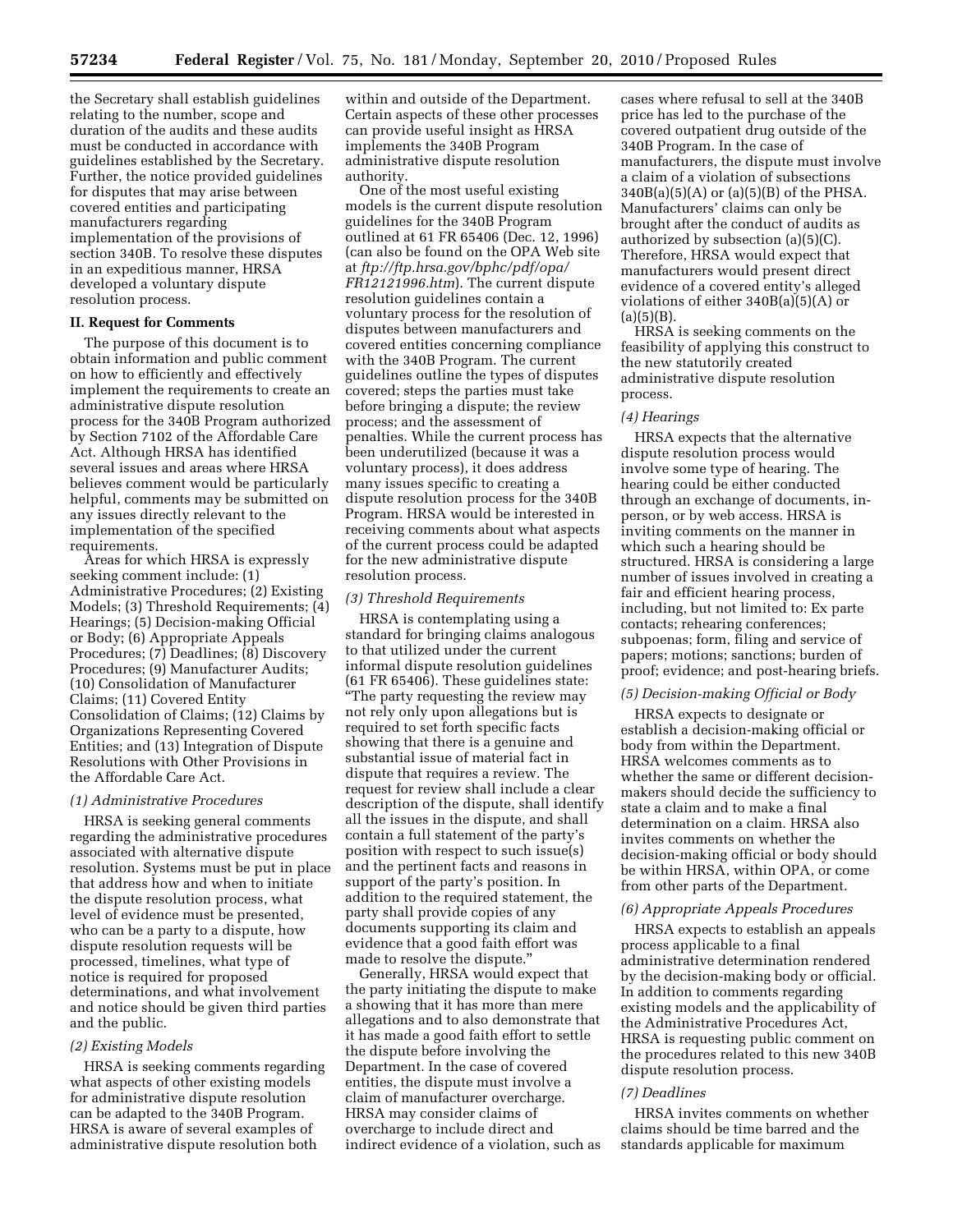the Secretary shall establish guidelines relating to the number, scope and duration of the audits and these audits must be conducted in accordance with guidelines established by the Secretary. Further, the notice provided guidelines for disputes that may arise between covered entities and participating manufacturers regarding implementation of the provisions of section 340B. To resolve these disputes in an expeditious manner, HRSA developed a voluntary dispute resolution process.

## II. Request for Comments

The purpose of this document is to obtain information and public comment on how to efficiently and effectively implement the requirements to create an administrative dispute resolution process for the 340B Program authorized by Section 7102 of the Affordable Care Act. Although HRSA has identified several issues and areas where HRSA believes comment would be particularly helpful, comments may be submitted on any issues directly relevant to the implementation of the specified requirements.

Areas for which HRSA is expressly seeking comment include: (1) Administrative Procedures; (2) Existing Models; (3) Threshold Requirements; (4) Hearings; (5) Decision-making Official or Body; (6) Appropriate Appeals Procedures; (7) Deadlines; (8) Discovery Procedures; (9) Manufacturer Audits; (10) Consolidation of Manufacturer Claims; (11) Covered Entity Consolidation of Claims; (12) Claims by Organizations Representing Covered Entities; and (13) Integration of Dispute Resolutions with Other Provisions in the Affordable Care Act.

### *(1) Administrative Procedures*

HRSA is seeking general comments regarding the administrative procedures associated with alternative dispute resolution. Systems must be put in place that address how and when to initiate the dispute resolution process, what level of evidence must be presented, who can be a party to a dispute, how dispute resolution requests will be processed, timelines, what type of notice is required for proposed determinations, and what involvement and notice should be given third parties and the public.

### *(2) Existing Models*

HRSA is seeking comments regarding what aspects of other existing models for administrative dispute resolution can be adapted to the 340B Program. HRSA is aware of several examples of administrative dispute resolution both within and outside of the Department. Certain aspects of these other processes can provide useful insight as HRSA implements the 340B Program administrative dispute resolution authority.

One of the most useful existing models is the current dispute resolution guidelines for the 340B Program outlined at 61 FR 65406 (Dec. 12, 1996) (can also be found on the OPA Web site at *ftp://ftp.hrsa.gov/bphc/pdf/opa/FR12121996.htm*). The current dispute resolution guidelines contain a voluntary process for the resolution of disputes between manufacturers and covered entities concerning compliance with the 340B Program. The current guidelines outline the types of disputes covered; steps the parties must take before bringing a dispute; the review process; and the assessment of penalties. While the current process has been underutilized (because it was a voluntary process), it does address many issues specific to creating a dispute resolution process for the 340B Program. HRSA would be interested in receiving comments about what aspects of the current process could be adapted for the new administrative dispute resolution process.

### *(3) Threshold Requirements*

HRSA is contemplating using a standard for bringing claims analogous to that utilized under the current informal dispute resolution guidelines (61 FR 65406). These guidelines state: "The party requesting the review may not rely only upon allegations but is required to set forth specific facts showing that there is a genuine and substantial issue of material fact in dispute that requires a review. The request for review shall include a clear description of the dispute, shall identify all the issues in the dispute, and shall contain a full statement of the party's position with respect to such issue(s) and the pertinent facts and reasons in support of the party's position. In addition to the required statement, the party shall provide copies of any documents supporting its claim and evidence that a good faith effort was made to resolve the dispute."

Generally, HRSA would expect that the party initiating the dispute to make a showing that it has more than mere allegations and to also demonstrate that it has made a good faith effort to settle the dispute before involving the Department. In the case of covered entities, the dispute must involve a claim of manufacturer overcharge. HRSA may consider claims of overcharge to include direct and indirect evidence of a violation, such as cases where refusal to sell at the 340B price has led to the purchase of the covered outpatient drug outside of the 340B Program. In the case of manufacturers, the dispute must involve a claim of a violation of subsections 340B(a)(5)(A) or (a)(5)(B) of the PHSA. Manufacturers' claims can only be brought after the conduct of audits as authorized by subsection (a)(5)(C). Therefore, HRSA would expect that manufacturers would present direct evidence of a covered entity's alleged violations of either 340B(a)(5)(A) or (a)(5)(B).

HRSA is seeking comments on the feasibility of applying this construct to the new statutorily created administrative dispute resolution process.

### *(4) Hearings*

HRSA expects that the alternative dispute resolution process would involve some type of hearing. The hearing could be either conducted through an exchange of documents, in-person, or by web access. HRSA is inviting comments on the manner in which such a hearing should be structured. HRSA is considering a large number of issues involved in creating a fair and efficient hearing process, including, but not limited to: Ex parte contacts; rehearing conferences; subpoenas; form, filing and service of papers; motions; sanctions; burden of proof; evidence; and post-hearing briefs.

### *(5) Decision-making Official or Body*

HRSA expects to designate or establish a decision-making official or body from within the Department. HRSA welcomes comments as to whether the same or different decision-makers should decide the sufficiency to state a claim and to make a final determination on a claim. HRSA also invites comments on whether the decision-making official or body should be within HRSA, within OPA, or come from other parts of the Department.

### *(6) Appropriate Appeals Procedures*

HRSA expects to establish an appeals process applicable to a final administrative determination rendered by the decision-making body or official. In addition to comments regarding existing models and the applicability of the Administrative Procedures Act, HRSA is requesting public comment on the procedures related to this new 340B dispute resolution process.

### *(7) Deadlines*

HRSA invites comments on whether claims should be time barred and the standards applicable for maximum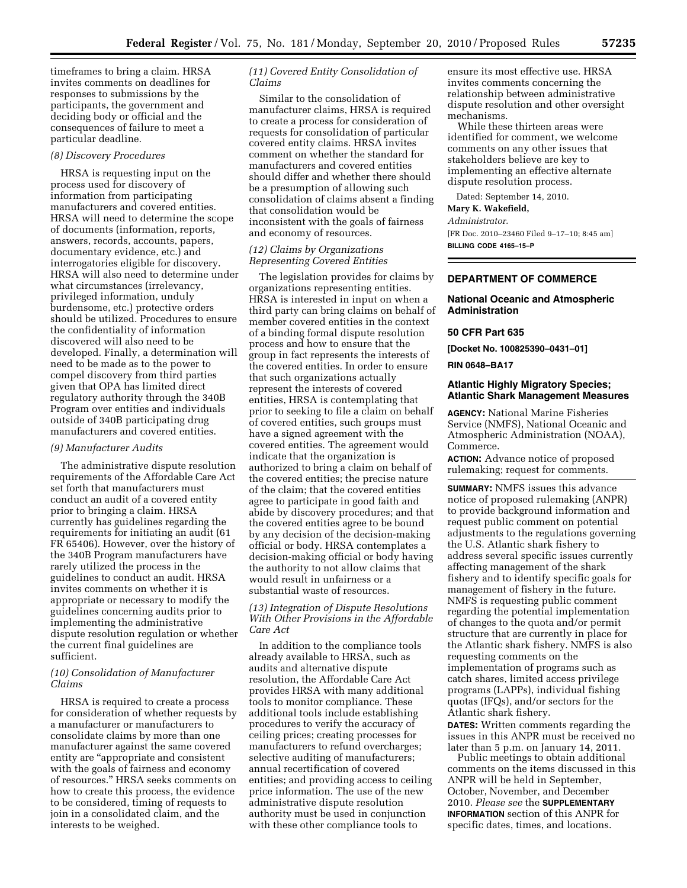timeframes to bring a claim. HRSA invites comments on deadlines for responses to submissions by the participants, the government and deciding body or official and the consequences of failure to meet a particular deadline.

*(8) Discovery Procedures*

HRSA is requesting input on the process used for discovery of information from participating manufacturers and covered entities. HRSA will need to determine the scope of documents (information, reports, answers, records, accounts, papers, documentary evidence, etc.) and interrogatories eligible for discovery. HRSA will also need to determine under what circumstances (irrelevancy, privileged information, unduly burdensome, etc.) protective orders should be utilized. Procedures to ensure the confidentiality of information discovered will also need to be developed. Finally, a determination will need to be made as to the power to compel discovery from third parties given that OPA has limited direct regulatory authority through the 340B Program over entities and individuals outside of 340B participating drug manufacturers and covered entities.

*(9) Manufacturer Audits*

The administrative dispute resolution requirements of the Affordable Care Act set forth that manufacturers must conduct an audit of a covered entity prior to bringing a claim. HRSA currently has guidelines regarding the requirements for initiating an audit (61 FR 65406). However, over the history of the 340B Program manufacturers have rarely utilized the process in the guidelines to conduct an audit. HRSA invites comments on whether it is appropriate or necessary to modify the guidelines concerning audits prior to implementing the administrative dispute resolution regulation or whether the current final guidelines are sufficient.

*(10) Consolidation of Manufacturer Claims*

HRSA is required to create a process for consideration of whether requests by a manufacturer or manufacturers to consolidate claims by more than one manufacturer against the same covered entity are "appropriate and consistent with the goals of fairness and economy of resources." HRSA seeks comments on how to create this process, the evidence to be considered, timing of requests to join in a consolidated claim, and the interests to be weighed.

*(11) Covered Entity Consolidation of Claims*

Similar to the consolidation of manufacturer claims, HRSA is required to create a process for consideration of requests for consolidation of particular covered entity claims. HRSA invites comment on whether the standard for manufacturers and covered entities should differ and whether there should be a presumption of allowing such consolidation of claims absent a finding that consolidation would be inconsistent with the goals of fairness and economy of resources.

*(12) Claims by Organizations Representing Covered Entities*

The legislation provides for claims by organizations representing entities. HRSA is interested in input on when a third party can bring claims on behalf of member covered entities in the context of a binding formal dispute resolution process and how to ensure that the group in fact represents the interests of the covered entities. In order to ensure that such organizations actually represent the interests of covered entities, HRSA is contemplating that prior to seeking to file a claim on behalf of covered entities, such groups must have a signed agreement with the covered entities. The agreement would indicate that the organization is authorized to bring a claim on behalf of the covered entities; the precise nature of the claim; that the covered entities agree to participate in good faith and abide by discovery procedures; and that the covered entities agree to be bound by any decision of the decision-making official or body. HRSA contemplates a decision-making official or body having the authority to not allow claims that would result in unfairness or a substantial waste of resources.

*(13) Integration of Dispute Resolutions With Other Provisions in the Affordable Care Act*

In addition to the compliance tools already available to HRSA, such as audits and alternative dispute resolution, the Affordable Care Act provides HRSA with many additional tools to monitor compliance. These additional tools include establishing procedures to verify the accuracy of ceiling prices; creating processes for manufacturers to refund overcharges; selective auditing of manufacturers; annual recertification of covered entities; and providing access to ceiling price information. The use of the new administrative dispute resolution authority must be used in conjunction with these other compliance tools to ensure its most effective use. HRSA invites comments concerning the relationship between administrative dispute resolution and other oversight mechanisms.

While these thirteen areas were identified for comment, we welcome comments on any other issues that stakeholders believe are key to implementing an effective alternate dispute resolution process.

Dated: September 14, 2010.

**Mary K. Wakefield,**

*Administrator.*

[FR Doc. 2010–23460 Filed 9–17–10; 8:45 am]

**BILLING CODE 4165–15–P**

## DEPARTMENT OF COMMERCE

### National Oceanic and Atmospheric Administration

### 50 CFR Part 635

**[Docket No. 100825390–0431–01]**

**RIN 0648–BA17**

### Atlantic Highly Migratory Species; Atlantic Shark Management Measures

**AGENCY:** National Marine Fisheries Service (NMFS), National Oceanic and Atmospheric Administration (NOAA), Commerce.

**ACTION:** Advance notice of proposed rulemaking; request for comments.

**SUMMARY:** NMFS issues this advance notice of proposed rulemaking (ANPR) to provide background information and request public comment on potential adjustments to the regulations governing the U.S. Atlantic shark fishery to address several specific issues currently affecting management of the shark fishery and to identify specific goals for management of fishery in the future. NMFS is requesting public comment regarding the potential implementation of changes to the quota and/or permit structure that are currently in place for the Atlantic shark fishery. NMFS is also requesting comments on the implementation of programs such as catch shares, limited access privilege programs (LAPPs), individual fishing quotas (IFQs), and/or sectors for the Atlantic shark fishery.

**DATES:** Written comments regarding the issues in this ANPR must be received no later than 5 p.m. on January 14, 2011.

Public meetings to obtain additional comments on the items discussed in this ANPR will be held in September, October, November, and December 2010. *Please see* the **SUPPLEMENTARY INFORMATION** section of this ANPR for specific dates, times, and locations.